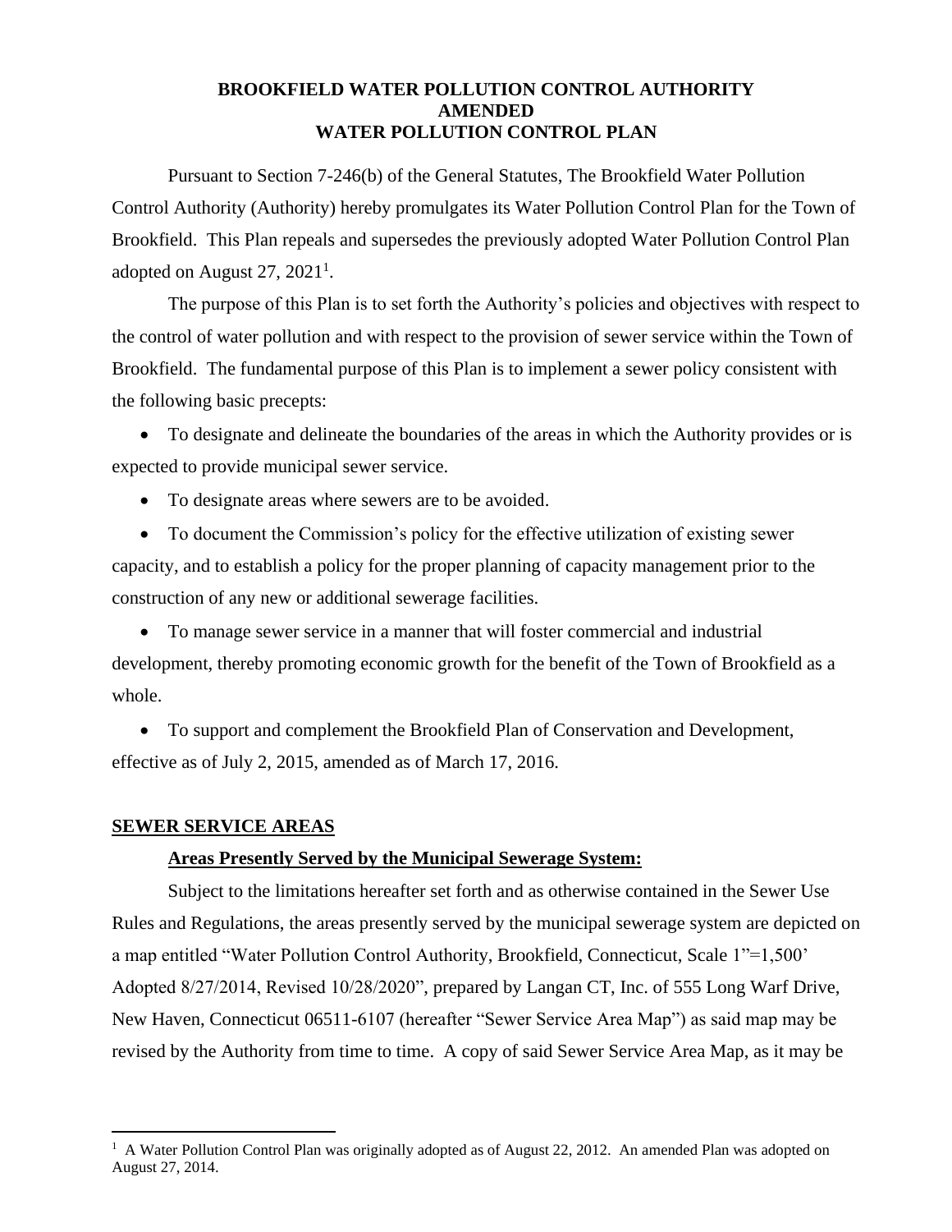# BROOKFIELD WATER POLLUTION CONTROL AUTHORITY
# AMENDED
# WATER POLLUTION CONTROL PLAN

Pursuant to Section 7-246(b) of the General Statutes, The Brookfield Water Pollution Control Authority (Authority) hereby promulgates its Water Pollution Control Plan for the Town of Brookfield. This Plan repeals and supersedes the previously adopted Water Pollution Control Plan adopted on August 27, 2021[1].

The purpose of this Plan is to set forth the Authority's policies and objectives with respect to the control of water pollution and with respect to the provision of sewer service within the Town of Brookfield. The fundamental purpose of this Plan is to implement a sewer policy consistent with the following basic precepts:

- To designate and delineate the boundaries of the areas in which the Authority provides or is expected to provide municipal sewer service.
- To designate areas where sewers are to be avoided.
- To document the Commission's policy for the effective utilization of existing sewer capacity, and to establish a policy for the proper planning of capacity management prior to the construction of any new or additional sewerage facilities.
- To manage sewer service in a manner that will foster commercial and industrial development, thereby promoting economic growth for the benefit of the Town of Brookfield as a whole.
- To support and complement the Brookfield Plan of Conservation and Development, effective as of July 2, 2015, amended as of March 17, 2016.

## SEWER SERVICE AREAS

### Areas Presently Served by the Municipal Sewerage System:

Subject to the limitations hereafter set forth and as otherwise contained in the Sewer Use Rules and Regulations, the areas presently served by the municipal sewerage system are depicted on a map entitled "Water Pollution Control Authority, Brookfield, Connecticut, Scale 1"=1,500' Adopted 8/27/2014, Revised 10/28/2020", prepared by Langan CT, Inc. of 555 Long Warf Drive, New Haven, Connecticut 06511-6107 (hereafter "Sewer Service Area Map") as said map may be revised by the Authority from time to time. A copy of said Sewer Service Area Map, as it may be

[1] A Water Pollution Control Plan was originally adopted as of August 22, 2012. An amended Plan was adopted on August 27, 2014.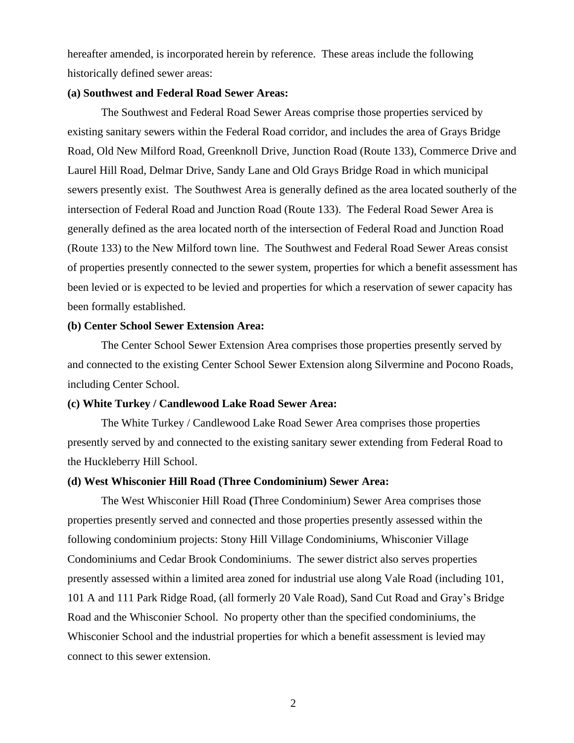hereafter amended, is incorporated herein by reference. These areas include the following historically defined sewer areas:

**(a) Southwest and Federal Road Sewer Areas:**

The Southwest and Federal Road Sewer Areas comprise those properties serviced by existing sanitary sewers within the Federal Road corridor, and includes the area of Grays Bridge Road, Old New Milford Road, Greenknoll Drive, Junction Road (Route 133), Commerce Drive and Laurel Hill Road, Delmar Drive, Sandy Lane and Old Grays Bridge Road in which municipal sewers presently exist. The Southwest Area is generally defined as the area located southerly of the intersection of Federal Road and Junction Road (Route 133). The Federal Road Sewer Area is generally defined as the area located north of the intersection of Federal Road and Junction Road (Route 133) to the New Milford town line. The Southwest and Federal Road Sewer Areas consist of properties presently connected to the sewer system, properties for which a benefit assessment has been levied or is expected to be levied and properties for which a reservation of sewer capacity has been formally established.

**(b) Center School Sewer Extension Area:**

The Center School Sewer Extension Area comprises those properties presently served by and connected to the existing Center School Sewer Extension along Silvermine and Pocono Roads, including Center School.

**(c) White Turkey / Candlewood Lake Road Sewer Area:**

The White Turkey / Candlewood Lake Road Sewer Area comprises those properties presently served by and connected to the existing sanitary sewer extending from Federal Road to the Huckleberry Hill School.

**(d) West Whisconier Hill Road (Three Condominium) Sewer Area:**

The West Whisconier Hill Road **(**Three Condominium) Sewer Area comprises those properties presently served and connected and those properties presently assessed within the following condominium projects: Stony Hill Village Condominiums, Whisconier Village Condominiums and Cedar Brook Condominiums. The sewer district also serves properties presently assessed within a limited area zoned for industrial use along Vale Road (including 101, 101 A and 111 Park Ridge Road, (all formerly 20 Vale Road), Sand Cut Road and Gray's Bridge Road and the Whisconier School. No property other than the specified condominiums, the Whisconier School and the industrial properties for which a benefit assessment is levied may connect to this sewer extension.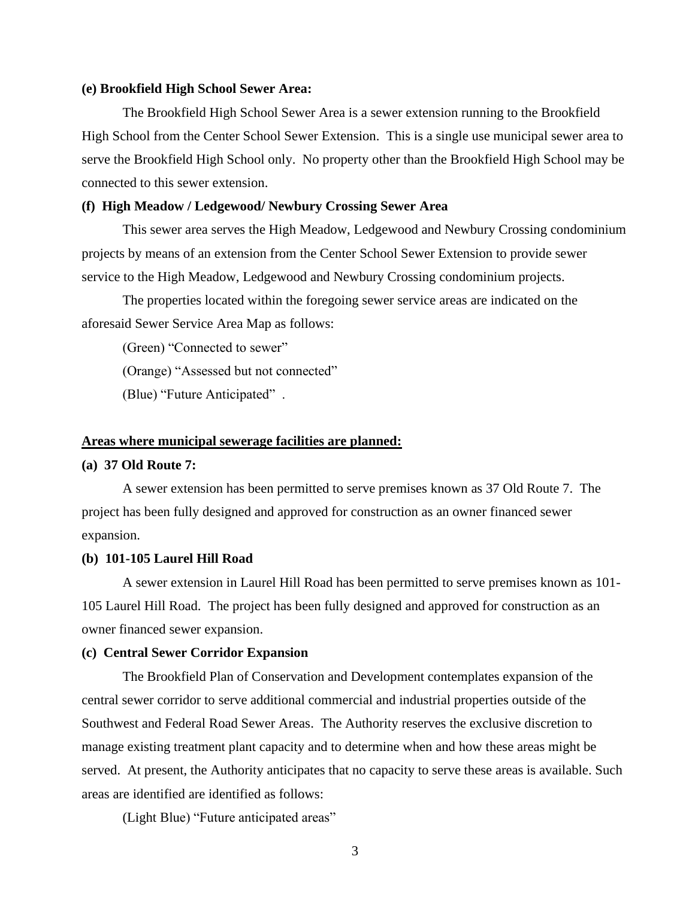**(e) Brookfield High School Sewer Area:**

The Brookfield High School Sewer Area is a sewer extension running to the Brookfield High School from the Center School Sewer Extension. This is a single use municipal sewer area to serve the Brookfield High School only. No property other than the Brookfield High School may be connected to this sewer extension.

**(f) High Meadow / Ledgewood/ Newbury Crossing Sewer Area**

This sewer area serves the High Meadow, Ledgewood and Newbury Crossing condominium projects by means of an extension from the Center School Sewer Extension to provide sewer service to the High Meadow, Ledgewood and Newbury Crossing condominium projects.

The properties located within the foregoing sewer service areas are indicated on the aforesaid Sewer Service Area Map as follows:

(Green) "Connected to sewer"

(Orange) "Assessed but not connected"

(Blue) "Future Anticipated" .

**Areas where municipal sewerage facilities are planned:**

**(a) 37 Old Route 7:**

A sewer extension has been permitted to serve premises known as 37 Old Route 7. The project has been fully designed and approved for construction as an owner financed sewer expansion.

**(b) 101-105 Laurel Hill Road**

A sewer extension in Laurel Hill Road has been permitted to serve premises known as 101-105 Laurel Hill Road. The project has been fully designed and approved for construction as an owner financed sewer expansion.

**(c) Central Sewer Corridor Expansion**

The Brookfield Plan of Conservation and Development contemplates expansion of the central sewer corridor to serve additional commercial and industrial properties outside of the Southwest and Federal Road Sewer Areas. The Authority reserves the exclusive discretion to manage existing treatment plant capacity and to determine when and how these areas might be served. At present, the Authority anticipates that no capacity to serve these areas is available. Such areas are identified are identified as follows:

(Light Blue) "Future anticipated areas"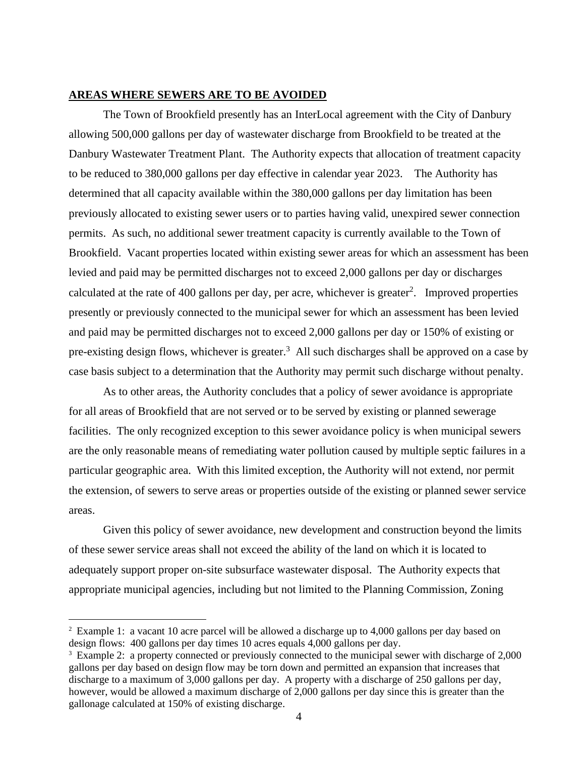**AREAS WHERE SEWERS ARE TO BE AVOIDED**

The Town of Brookfield presently has an InterLocal agreement with the City of Danbury allowing 500,000 gallons per day of wastewater discharge from Brookfield to be treated at the Danbury Wastewater Treatment Plant. The Authority expects that allocation of treatment capacity to be reduced to 380,000 gallons per day effective in calendar year 2023. The Authority has determined that all capacity available within the 380,000 gallons per day limitation has been previously allocated to existing sewer users or to parties having valid, unexpired sewer connection permits. As such, no additional sewer treatment capacity is currently available to the Town of Brookfield. Vacant properties located within existing sewer areas for which an assessment has been levied and paid may be permitted discharges not to exceed 2,000 gallons per day or discharges calculated at the rate of 400 gallons per day, per acre, whichever is greater[2]. Improved properties presently or previously connected to the municipal sewer for which an assessment has been levied and paid may be permitted discharges not to exceed 2,000 gallons per day or 150% of existing or pre-existing design flows, whichever is greater.[3] All such discharges shall be approved on a case by case basis subject to a determination that the Authority may permit such discharge without penalty.

As to other areas, the Authority concludes that a policy of sewer avoidance is appropriate for all areas of Brookfield that are not served or to be served by existing or planned sewerage facilities. The only recognized exception to this sewer avoidance policy is when municipal sewers are the only reasonable means of remediating water pollution caused by multiple septic failures in a particular geographic area. With this limited exception, the Authority will not extend, nor permit the extension, of sewers to serve areas or properties outside of the existing or planned sewer service areas.

Given this policy of sewer avoidance, new development and construction beyond the limits of these sewer service areas shall not exceed the ability of the land on which it is located to adequately support proper on-site subsurface wastewater disposal. The Authority expects that appropriate municipal agencies, including but not limited to the Planning Commission, Zoning

---

[2] Example 1: a vacant 10 acre parcel will be allowed a discharge up to 4,000 gallons per day based on design flows: 400 gallons per day times 10 acres equals 4,000 gallons per day.

[3] Example 2: a property connected or previously connected to the municipal sewer with discharge of 2,000 gallons per day based on design flow may be torn down and permitted an expansion that increases that discharge to a maximum of 3,000 gallons per day. A property with a discharge of 250 gallons per day, however, would be allowed a maximum discharge of 2,000 gallons per day since this is greater than the gallonage calculated at 150% of existing discharge.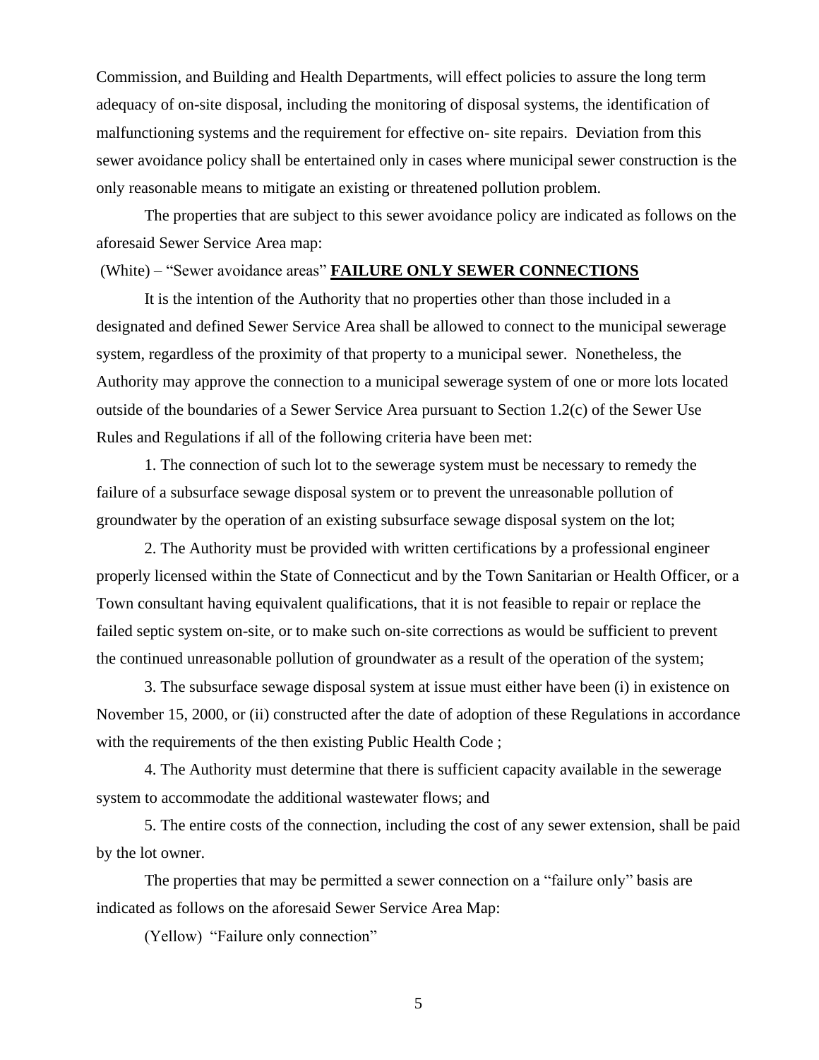Commission, and Building and Health Departments, will effect policies to assure the long term adequacy of on-site disposal, including the monitoring of disposal systems, the identification of malfunctioning systems and the requirement for effective on- site repairs. Deviation from this sewer avoidance policy shall be entertained only in cases where municipal sewer construction is the only reasonable means to mitigate an existing or threatened pollution problem.

The properties that are subject to this sewer avoidance policy are indicated as follows on the aforesaid Sewer Service Area map:

(White) – "Sewer avoidance areas" **FAILURE ONLY SEWER CONNECTIONS**

It is the intention of the Authority that no properties other than those included in a designated and defined Sewer Service Area shall be allowed to connect to the municipal sewerage system, regardless of the proximity of that property to a municipal sewer. Nonetheless, the Authority may approve the connection to a municipal sewerage system of one or more lots located outside of the boundaries of a Sewer Service Area pursuant to Section 1.2(c) of the Sewer Use Rules and Regulations if all of the following criteria have been met:

1. The connection of such lot to the sewerage system must be necessary to remedy the failure of a subsurface sewage disposal system or to prevent the unreasonable pollution of groundwater by the operation of an existing subsurface sewage disposal system on the lot;

2. The Authority must be provided with written certifications by a professional engineer properly licensed within the State of Connecticut and by the Town Sanitarian or Health Officer, or a Town consultant having equivalent qualifications, that it is not feasible to repair or replace the failed septic system on-site, or to make such on-site corrections as would be sufficient to prevent the continued unreasonable pollution of groundwater as a result of the operation of the system;

3. The subsurface sewage disposal system at issue must either have been (i) in existence on November 15, 2000, or (ii) constructed after the date of adoption of these Regulations in accordance with the requirements of the then existing Public Health Code ;

4. The Authority must determine that there is sufficient capacity available in the sewerage system to accommodate the additional wastewater flows; and

5. The entire costs of the connection, including the cost of any sewer extension, shall be paid by the lot owner.

The properties that may be permitted a sewer connection on a "failure only" basis are indicated as follows on the aforesaid Sewer Service Area Map:

(Yellow) "Failure only connection"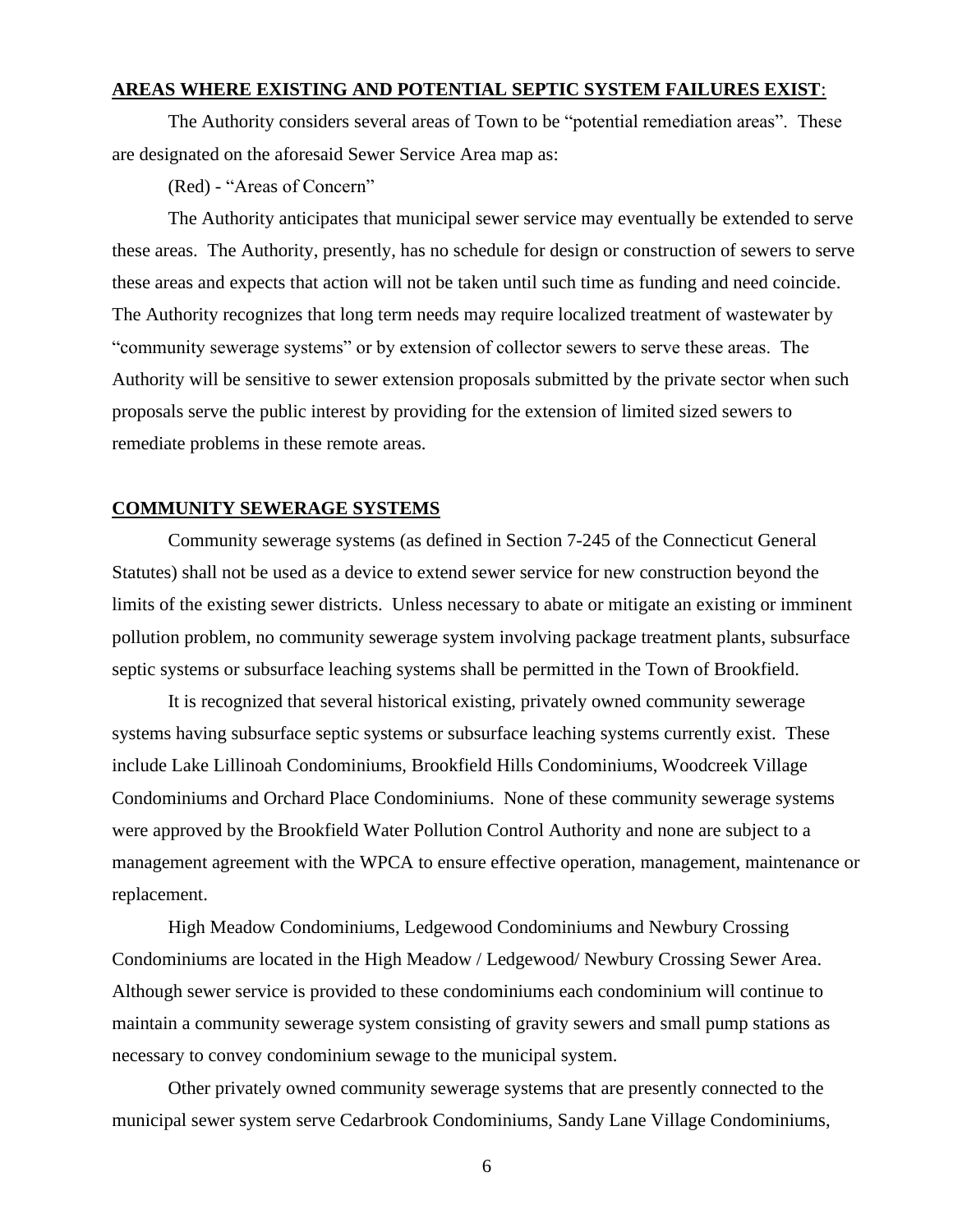**AREAS WHERE EXISTING AND POTENTIAL SEPTIC SYSTEM FAILURES EXIST**:

The Authority considers several areas of Town to be "potential remediation areas". These are designated on the aforesaid Sewer Service Area map as:

(Red) - "Areas of Concern"

The Authority anticipates that municipal sewer service may eventually be extended to serve these areas. The Authority, presently, has no schedule for design or construction of sewers to serve these areas and expects that action will not be taken until such time as funding and need coincide. The Authority recognizes that long term needs may require localized treatment of wastewater by "community sewerage systems" or by extension of collector sewers to serve these areas. The Authority will be sensitive to sewer extension proposals submitted by the private sector when such proposals serve the public interest by providing for the extension of limited sized sewers to remediate problems in these remote areas.

**COMMUNITY SEWERAGE SYSTEMS**

Community sewerage systems (as defined in Section 7-245 of the Connecticut General Statutes) shall not be used as a device to extend sewer service for new construction beyond the limits of the existing sewer districts. Unless necessary to abate or mitigate an existing or imminent pollution problem, no community sewerage system involving package treatment plants, subsurface septic systems or subsurface leaching systems shall be permitted in the Town of Brookfield.

It is recognized that several historical existing, privately owned community sewerage systems having subsurface septic systems or subsurface leaching systems currently exist. These include Lake Lillinoah Condominiums, Brookfield Hills Condominiums, Woodcreek Village Condominiums and Orchard Place Condominiums. None of these community sewerage systems were approved by the Brookfield Water Pollution Control Authority and none are subject to a management agreement with the WPCA to ensure effective operation, management, maintenance or replacement.

High Meadow Condominiums, Ledgewood Condominiums and Newbury Crossing Condominiums are located in the High Meadow / Ledgewood/ Newbury Crossing Sewer Area. Although sewer service is provided to these condominiums each condominium will continue to maintain a community sewerage system consisting of gravity sewers and small pump stations as necessary to convey condominium sewage to the municipal system.

Other privately owned community sewerage systems that are presently connected to the municipal sewer system serve Cedarbrook Condominiums, Sandy Lane Village Condominiums,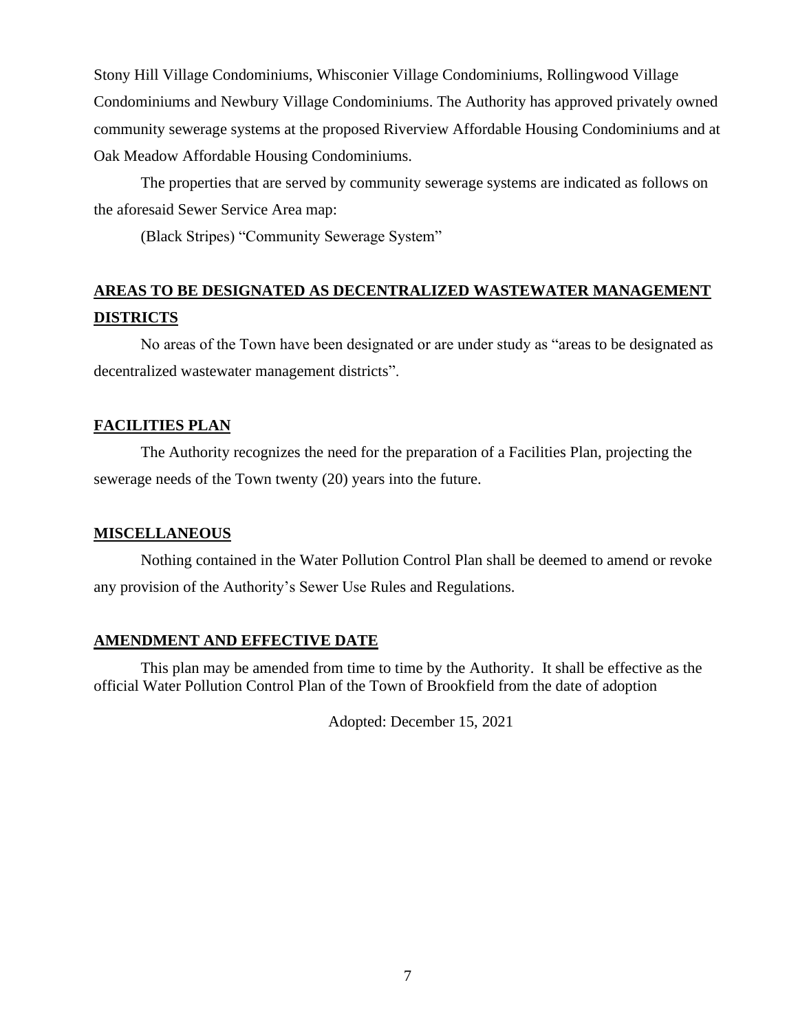Stony Hill Village Condominiums, Whisconier Village Condominiums, Rollingwood Village Condominiums and Newbury Village Condominiums. The Authority has approved privately owned community sewerage systems at the proposed Riverview Affordable Housing Condominiums and at Oak Meadow Affordable Housing Condominiums.

The properties that are served by community sewerage systems are indicated as follows on the aforesaid Sewer Service Area map:

(Black Stripes) "Community Sewerage System"

## AREAS TO BE DESIGNATED AS DECENTRALIZED WASTEWATER MANAGEMENT DISTRICTS

No areas of the Town have been designated or are under study as "areas to be designated as decentralized wastewater management districts".

## FACILITIES PLAN

The Authority recognizes the need for the preparation of a Facilities Plan, projecting the sewerage needs of the Town twenty (20) years into the future.

## MISCELLANEOUS

Nothing contained in the Water Pollution Control Plan shall be deemed to amend or revoke any provision of the Authority's Sewer Use Rules and Regulations.

## AMENDMENT AND EFFECTIVE DATE

This plan may be amended from time to time by the Authority. It shall be effective as the official Water Pollution Control Plan of the Town of Brookfield from the date of adoption

Adopted: December 15, 2021